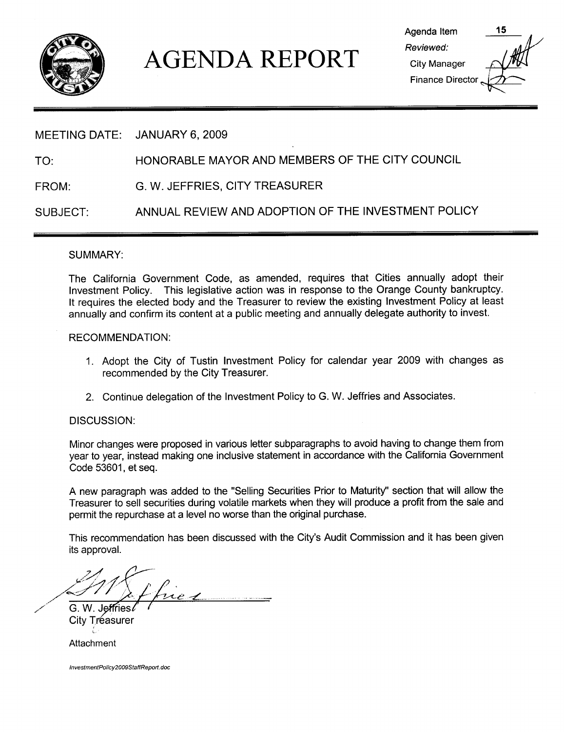# AGENDA REPORT

Agenda Item 15

*Reviewed:*

City Manager

Finance Director

MEETING DATE: JANUARY 6, 2009

TO: HONORABLE MAYOR AND MEMBERS OF THE CITY COUNCIL

FROM: G. W. JEFFRIES, CITY TREASURER

SUBJECT: ANNUAL REVIEW AND ADOPTION OF THE INVESTMENT POLICY

SUMMARY:

The California Government Code, as amended, requires that Cities annually adopt their Investment Policy. This legislative action was in response to the Orange County bankruptcy. It requires the elected body and the Treasurer to review the existing Investment Policy at least annually and confirm its content at a public meeting and annually delegate authority to invest.

RECOMMENDATION:

1. Adopt the City of Tustin Investment Policy for calendar year 2009 with changes as recommended by the City Treasurer.
2. Continue delegation of the Investment Policy to G. W. Jeffries and Associates.

DISCUSSION:

Minor changes were proposed in various letter subparagraphs to avoid having to change them from year to year, instead making one inclusive statement in accordance with the California Government Code 53601, et seq.

A new paragraph was added to the "Selling Securities Prior to Maturity" section that will allow the Treasurer to sell securities during volatile markets when they will produce a profit from the sale and permit the repurchase at a level no worse than the original purchase.

This recommendation has been discussed with the City's Audit Commission and it has been given its approval.

G. W. Jeffries
City Treasurer

Attachment

*InvestmentPolicy2009StaffReport.doc*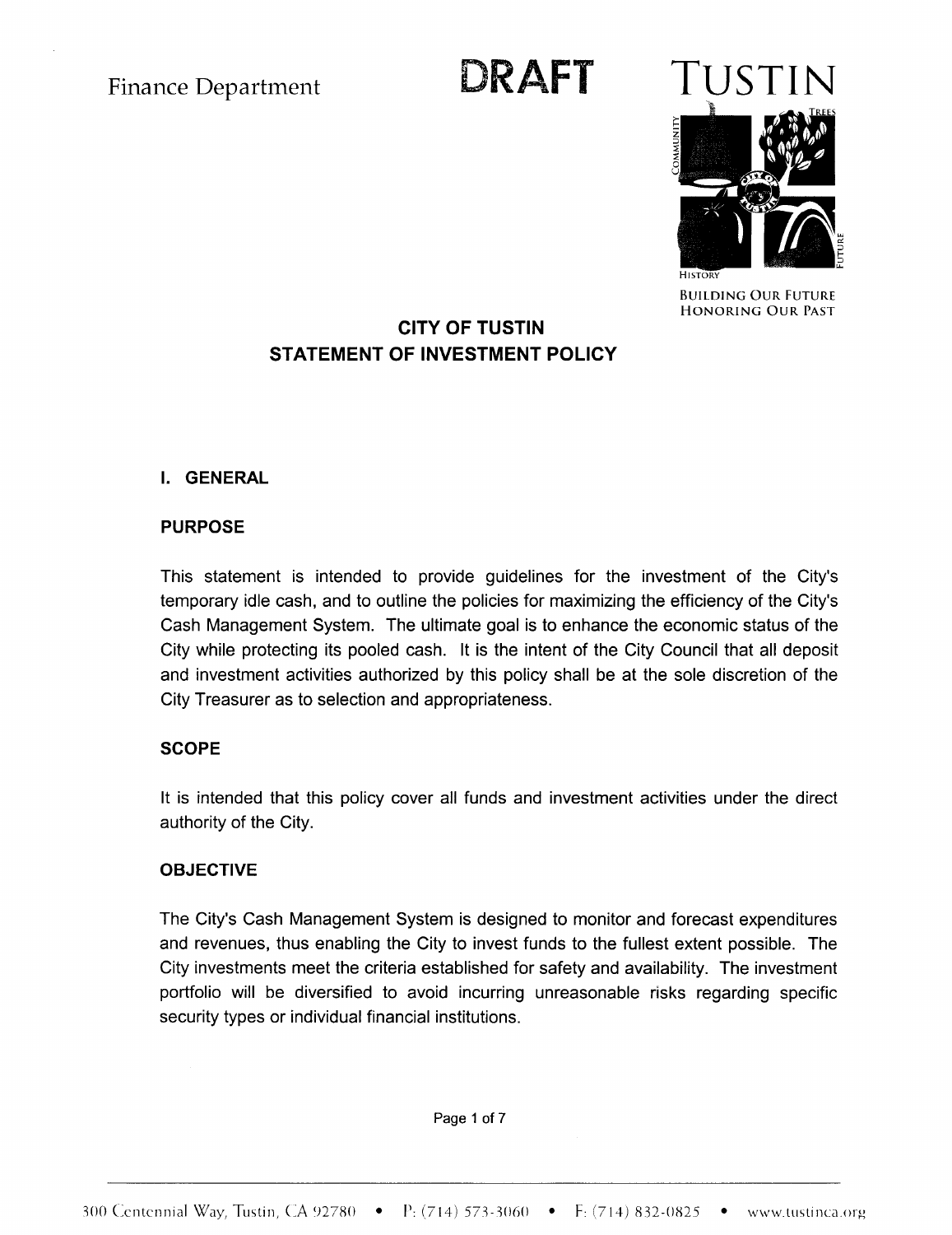Finance Department

DRAFT

TUSTIN

BUILDING OUR FUTURE
HONORING OUR PAST

# CITY OF TUSTIN
# STATEMENT OF INVESTMENT POLICY

## I. GENERAL

### PURPOSE

This statement is intended to provide guidelines for the investment of the City's temporary idle cash, and to outline the policies for maximizing the efficiency of the City's Cash Management System. The ultimate goal is to enhance the economic status of the City while protecting its pooled cash. It is the intent of the City Council that all deposit and investment activities authorized by this policy shall be at the sole discretion of the City Treasurer as to selection and appropriateness.

### SCOPE

It is intended that this policy cover all funds and investment activities under the direct authority of the City.

### OBJECTIVE

The City's Cash Management System is designed to monitor and forecast expenditures and revenues, thus enabling the City to invest funds to the fullest extent possible. The City investments meet the criteria established for safety and availability. The investment portfolio will be diversified to avoid incurring unreasonable risks regarding specific security types or individual financial institutions.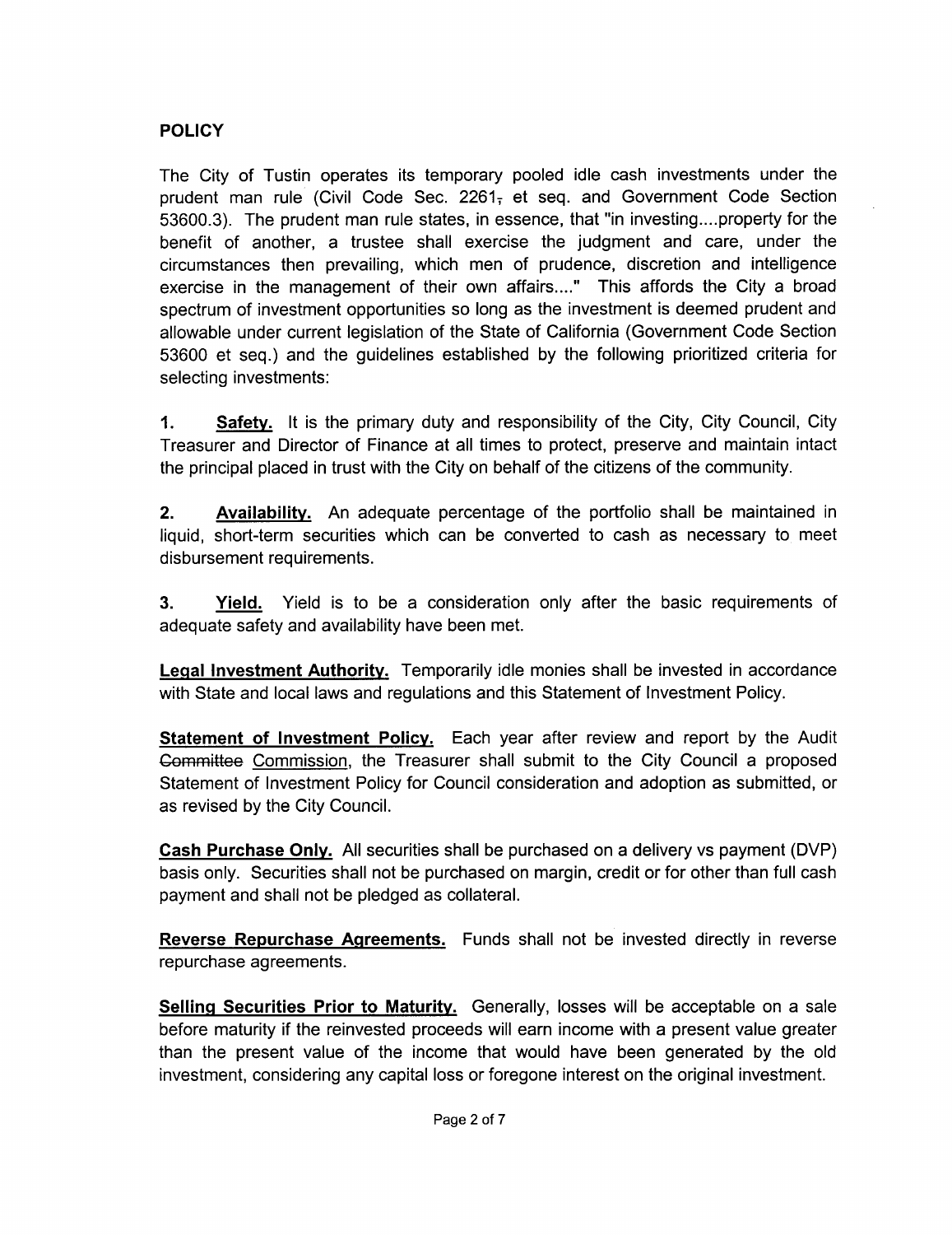## POLICY

The City of Tustin operates its temporary pooled idle cash investments under the prudent man rule (Civil Code Sec. 2261, et seq. and Government Code Section 53600.3). The prudent man rule states, in essence, that "in investing....property for the benefit of another, a trustee shall exercise the judgment and care, under the circumstances then prevailing, which men of prudence, discretion and intelligence exercise in the management of their own affairs...." This affords the City a broad spectrum of investment opportunities so long as the investment is deemed prudent and allowable under current legislation of the State of California (Government Code Section 53600 et seq.) and the guidelines established by the following prioritized criteria for selecting investments:

1. **Safety.** It is the primary duty and responsibility of the City, City Council, City Treasurer and Director of Finance at all times to protect, preserve and maintain intact the principal placed in trust with the City on behalf of the citizens of the community.

2. **Availability.** An adequate percentage of the portfolio shall be maintained in liquid, short-term securities which can be converted to cash as necessary to meet disbursement requirements.

3. **Yield.** Yield is to be a consideration only after the basic requirements of adequate safety and availability have been met.

**Legal Investment Authority.** Temporarily idle monies shall be invested in accordance with State and local laws and regulations and this Statement of Investment Policy.

**Statement of Investment Policy.** Each year after review and report by the Audit ~~Committee~~ Commission, the Treasurer shall submit to the City Council a proposed Statement of Investment Policy for Council consideration and adoption as submitted, or as revised by the City Council.

**Cash Purchase Only.** All securities shall be purchased on a delivery vs payment (DVP) basis only. Securities shall not be purchased on margin, credit or for other than full cash payment and shall not be pledged as collateral.

**Reverse Repurchase Agreements.** Funds shall not be invested directly in reverse repurchase agreements.

**Selling Securities Prior to Maturity.** Generally, losses will be acceptable on a sale before maturity if the reinvested proceeds will earn income with a present value greater than the present value of the income that would have been generated by the old investment, considering any capital loss or foregone interest on the original investment.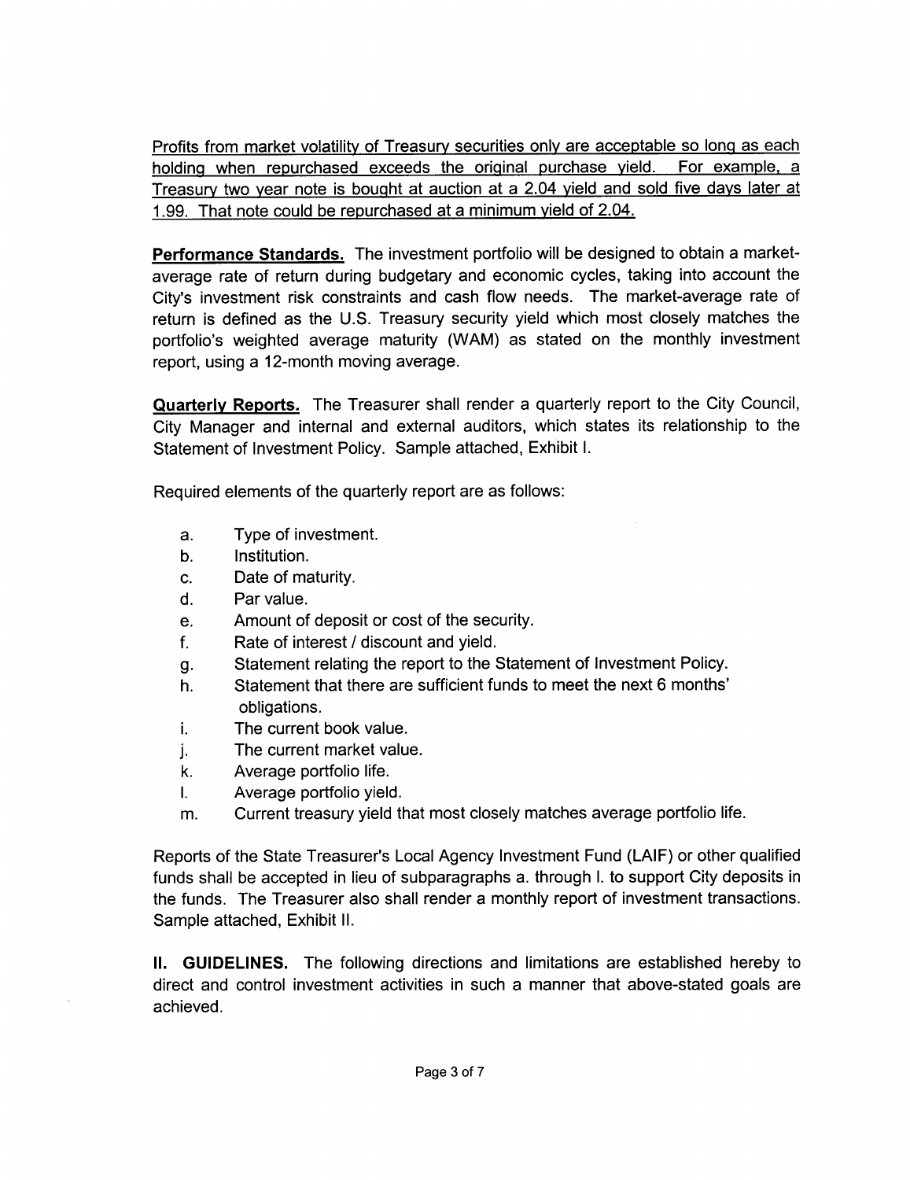<u>Profits from market volatility of Treasury securities only are acceptable so long as each holding when repurchased exceeds the original purchase yield. For example, a Treasury two year note is bought at auction at a 2.04 yield and sold five days later at 1.99. That note could be repurchased at a minimum yield of 2.04.</u>

**<u>Performance Standards.</u>** The investment portfolio will be designed to obtain a market-average rate of return during budgetary and economic cycles, taking into account the City's investment risk constraints and cash flow needs. The market-average rate of return is defined as the U.S. Treasury security yield which most closely matches the portfolio's weighted average maturity (WAM) as stated on the monthly investment report, using a 12-month moving average.

**<u>Quarterly Reports.</u>** The Treasurer shall render a quarterly report to the City Council, City Manager and internal and external auditors, which states its relationship to the Statement of Investment Policy. Sample attached, Exhibit I.

Required elements of the quarterly report are as follows:

a. Type of investment.
b. Institution.
c. Date of maturity.
d. Par value.
e. Amount of deposit or cost of the security.
f. Rate of interest / discount and yield.
g. Statement relating the report to the Statement of Investment Policy.
h. Statement that there are sufficient funds to meet the next 6 months' obligations.
i. The current book value.
j. The current market value.
k. Average portfolio life.
l. Average portfolio yield.
m. Current treasury yield that most closely matches average portfolio life.

Reports of the State Treasurer's Local Agency Investment Fund (LAIF) or other qualified funds shall be accepted in lieu of subparagraphs a. through l. to support City deposits in the funds. The Treasurer also shall render a monthly report of investment transactions. Sample attached, Exhibit II.

**II. GUIDELINES.** The following directions and limitations are established hereby to direct and control investment activities in such a manner that above-stated goals are achieved.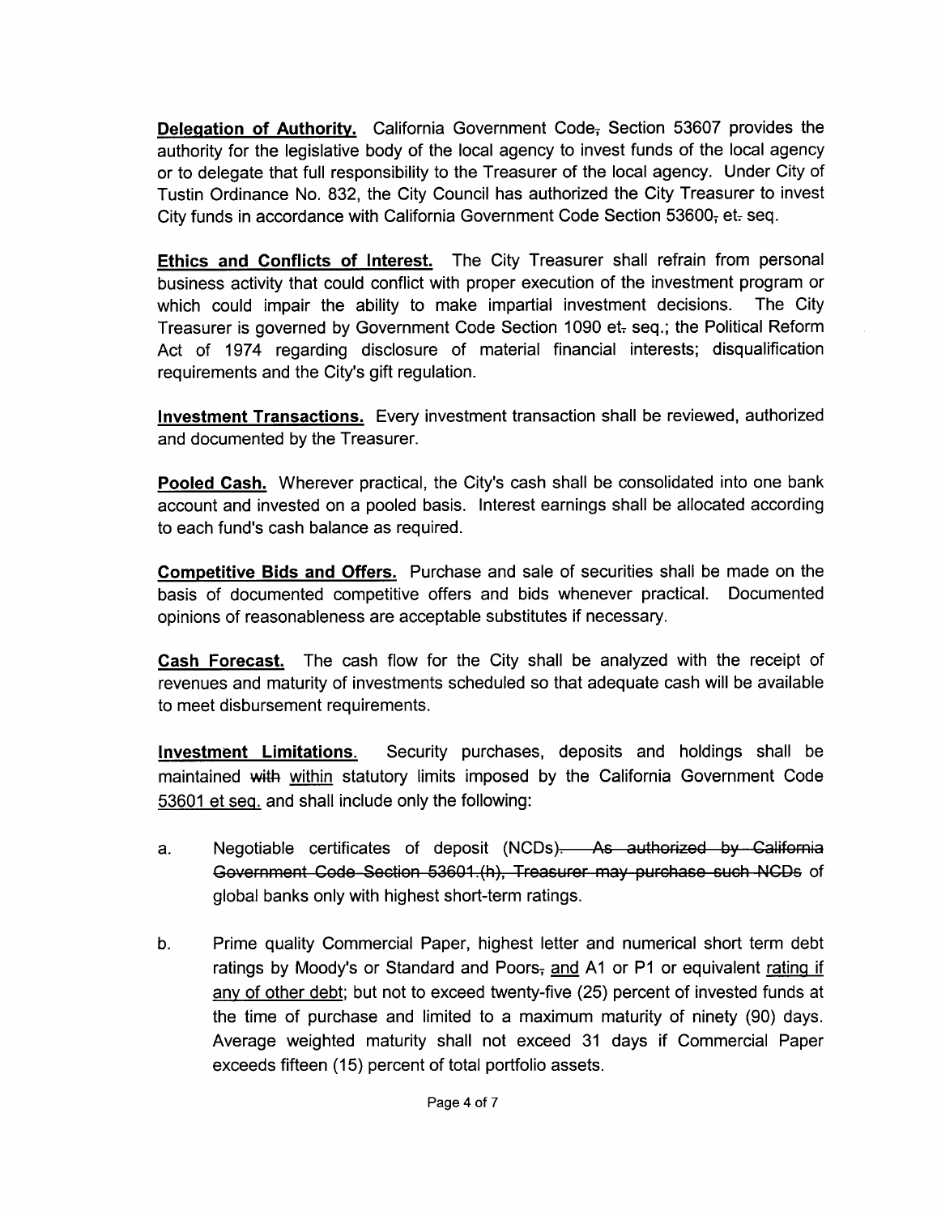**Delegation of Authority.** California Government Code, Section 53607 provides the authority for the legislative body of the local agency to invest funds of the local agency or to delegate that full responsibility to the Treasurer of the local agency. Under City of Tustin Ordinance No. 832, the City Council has authorized the City Treasurer to invest City funds in accordance with California Government Code Section 53600, et. seq.

**Ethics and Conflicts of Interest.** The City Treasurer shall refrain from personal business activity that could conflict with proper execution of the investment program or which could impair the ability to make impartial investment decisions. The City Treasurer is governed by Government Code Section 1090 et. seq.; the Political Reform Act of 1974 regarding disclosure of material financial interests; disqualification requirements and the City's gift regulation.

**Investment Transactions.** Every investment transaction shall be reviewed, authorized and documented by the Treasurer.

**Pooled Cash.** Wherever practical, the City's cash shall be consolidated into one bank account and invested on a pooled basis. Interest earnings shall be allocated according to each fund's cash balance as required.

**Competitive Bids and Offers.** Purchase and sale of securities shall be made on the basis of documented competitive offers and bids whenever practical. Documented opinions of reasonableness are acceptable substitutes if necessary.

**Cash Forecast.** The cash flow for the City shall be analyzed with the receipt of revenues and maturity of investments scheduled so that adequate cash will be available to meet disbursement requirements.

**Investment Limitations.** Security purchases, deposits and holdings shall be maintained ~~with~~ within statutory limits imposed by the California Government Code 53601 et seq. and shall include only the following:

a. Negotiable certificates of deposit (NCDs)~~. As authorized by California Government Code Section 53601.(h), Treasurer may purchase such NCDs~~ of global banks only with highest short-term ratings.

b. Prime quality Commercial Paper, highest letter and numerical short term debt ratings by Moody's or Standard and Poors~~,~~ and A1 or P1 or equivalent rating if any of other debt; but not to exceed twenty-five (25) percent of invested funds at the time of purchase and limited to a maximum maturity of ninety (90) days. Average weighted maturity shall not exceed 31 days if Commercial Paper exceeds fifteen (15) percent of total portfolio assets.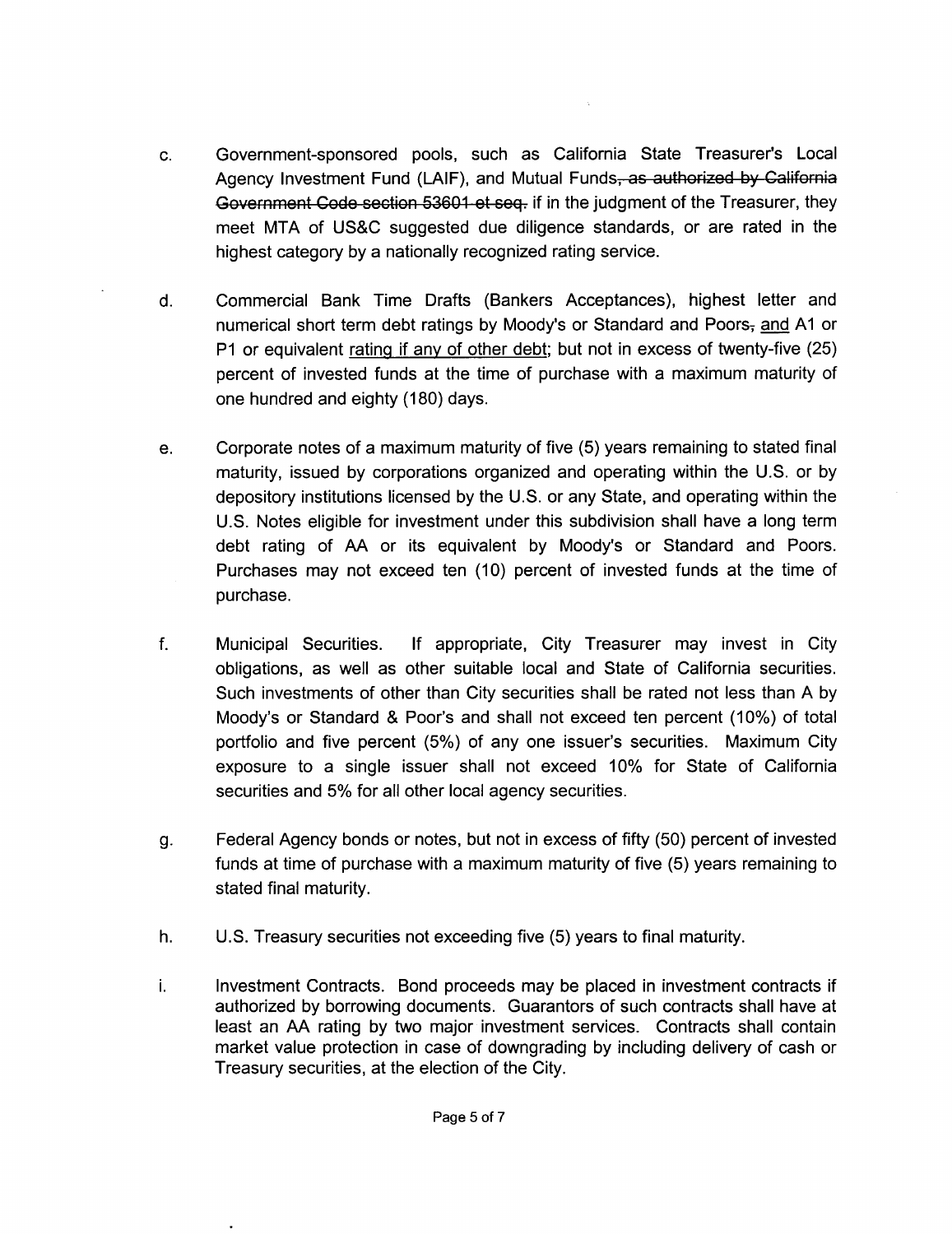c. Government-sponsored pools, such as California State Treasurer's Local Agency Investment Fund (LAIF), and Mutual Funds~~, as authorized by California Government Code section 53601 et seq.~~ if in the judgment of the Treasurer, they meet MTA of US&C suggested due diligence standards, or are rated in the highest category by a nationally recognized rating service.

d. Commercial Bank Time Drafts (Bankers Acceptances), highest letter and numerical short term debt ratings by Moody's or Standard and Poors~~,~~ and A1 or P1 or equivalent rating if any of other debt; but not in excess of twenty-five (25) percent of invested funds at the time of purchase with a maximum maturity of one hundred and eighty (180) days.

e. Corporate notes of a maximum maturity of five (5) years remaining to stated final maturity, issued by corporations organized and operating within the U.S. or by depository institutions licensed by the U.S. or any State, and operating within the U.S. Notes eligible for investment under this subdivision shall have a long term debt rating of AA or its equivalent by Moody's or Standard and Poors. Purchases may not exceed ten (10) percent of invested funds at the time of purchase.

f. Municipal Securities. If appropriate, City Treasurer may invest in City obligations, as well as other suitable local and State of California securities. Such investments of other than City securities shall be rated not less than A by Moody's or Standard & Poor's and shall not exceed ten percent (10%) of total portfolio and five percent (5%) of any one issuer's securities. Maximum City exposure to a single issuer shall not exceed 10% for State of California securities and 5% for all other local agency securities.

g. Federal Agency bonds or notes, but not in excess of fifty (50) percent of invested funds at time of purchase with a maximum maturity of five (5) years remaining to stated final maturity.

h. U.S. Treasury securities not exceeding five (5) years to final maturity.

i. Investment Contracts. Bond proceeds may be placed in investment contracts if authorized by borrowing documents. Guarantors of such contracts shall have at least an AA rating by two major investment services. Contracts shall contain market value protection in case of downgrading by including delivery of cash or Treasury securities, at the election of the City.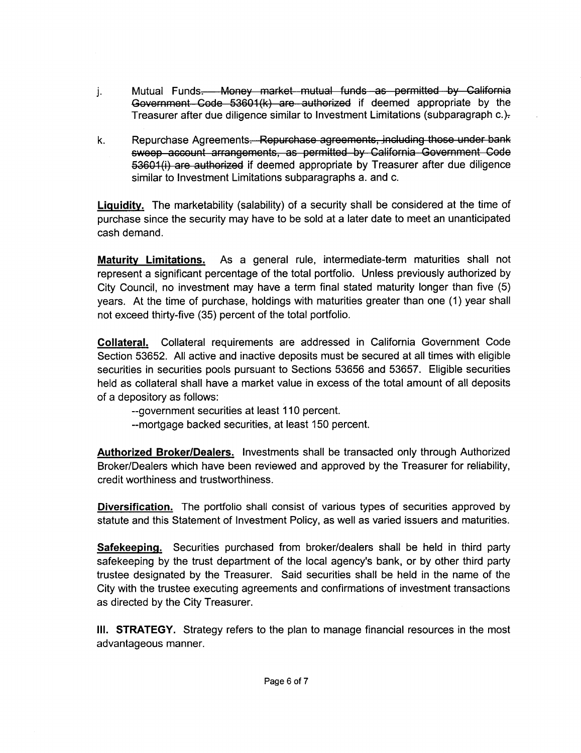j. Mutual Funds. ~~Money market mutual funds as permitted by California Government Code 53601(k) are authorized~~ if deemed appropriate by the Treasurer after due diligence similar to Investment Limitations (subparagraph c.)~~.~~

k. Repurchase Agreements. ~~Repurchase agreements, including those under bank sweep account arrangements, as permitted by California Government Code 53601(i) are authorized~~ if deemed appropriate by Treasurer after due diligence similar to Investment Limitations subparagraphs a. and c.

**Liquidity.** The marketability (salability) of a security shall be considered at the time of purchase since the security may have to be sold at a later date to meet an unanticipated cash demand.

**Maturity Limitations.** As a general rule, intermediate-term maturities shall not represent a significant percentage of the total portfolio. Unless previously authorized by City Council, no investment may have a term final stated maturity longer than five (5) years. At the time of purchase, holdings with maturities greater than one (1) year shall not exceed thirty-five (35) percent of the total portfolio.

**Collateral.** Collateral requirements are addressed in California Government Code Section 53652. All active and inactive deposits must be secured at all times with eligible securities in securities pools pursuant to Sections 53656 and 53657. Eligible securities held as collateral shall have a market value in excess of the total amount of all deposits of a depository as follows:

--government securities at least 110 percent.

--mortgage backed securities, at least 150 percent.

**Authorized Broker/Dealers.** Investments shall be transacted only through Authorized Broker/Dealers which have been reviewed and approved by the Treasurer for reliability, credit worthiness and trustworthiness.

**Diversification.** The portfolio shall consist of various types of securities approved by statute and this Statement of Investment Policy, as well as varied issuers and maturities.

**Safekeeping.** Securities purchased from broker/dealers shall be held in third party safekeeping by the trust department of the local agency's bank, or by other third party trustee designated by the Treasurer. Said securities shall be held in the name of the City with the trustee executing agreements and confirmations of investment transactions as directed by the City Treasurer.

**III. STRATEGY.** Strategy refers to the plan to manage financial resources in the most advantageous manner.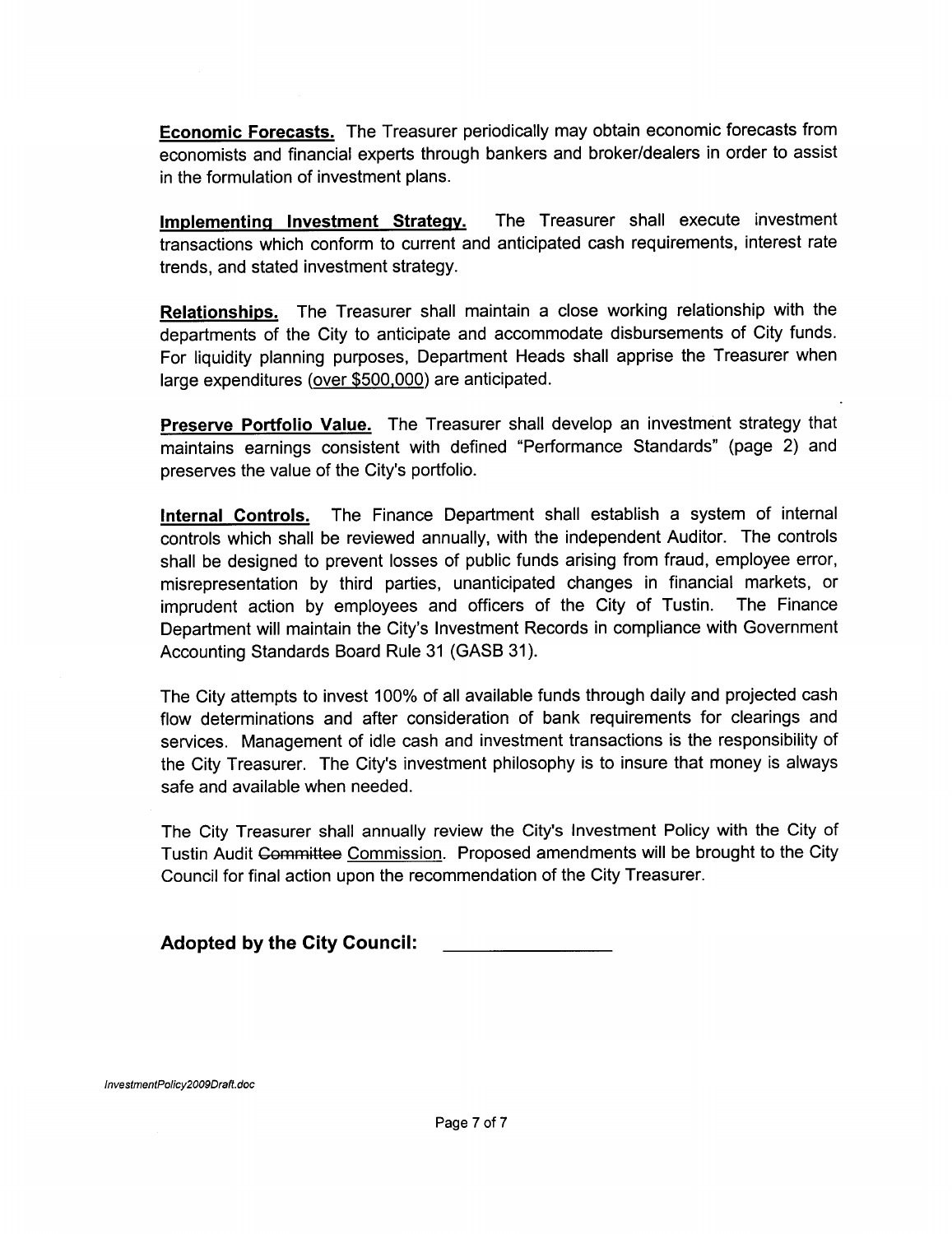**Economic Forecasts.** The Treasurer periodically may obtain economic forecasts from economists and financial experts through bankers and broker/dealers in order to assist in the formulation of investment plans.

**Implementing Investment Strategy.** The Treasurer shall execute investment transactions which conform to current and anticipated cash requirements, interest rate trends, and stated investment strategy.

**Relationships.** The Treasurer shall maintain a close working relationship with the departments of the City to anticipate and accommodate disbursements of City funds. For liquidity planning purposes, Department Heads shall apprise the Treasurer when large expenditures (over $500,000) are anticipated.

**Preserve Portfolio Value.** The Treasurer shall develop an investment strategy that maintains earnings consistent with defined "Performance Standards" (page 2) and preserves the value of the City's portfolio.

**Internal Controls.** The Finance Department shall establish a system of internal controls which shall be reviewed annually, with the independent Auditor. The controls shall be designed to prevent losses of public funds arising from fraud, employee error, misrepresentation by third parties, unanticipated changes in financial markets, or imprudent action by employees and officers of the City of Tustin. The Finance Department will maintain the City's Investment Records in compliance with Government Accounting Standards Board Rule 31 (GASB 31).

The City attempts to invest 100% of all available funds through daily and projected cash flow determinations and after consideration of bank requirements for clearings and services. Management of idle cash and investment transactions is the responsibility of the City Treasurer. The City's investment philosophy is to insure that money is always safe and available when needed.

The City Treasurer shall annually review the City's Investment Policy with the City of Tustin Audit ~~Committee~~ Commission. Proposed amendments will be brought to the City Council for final action upon the recommendation of the City Treasurer.

**Adopted by the City Council:** ________________

*InvestmentPolicy2009Draft.doc*